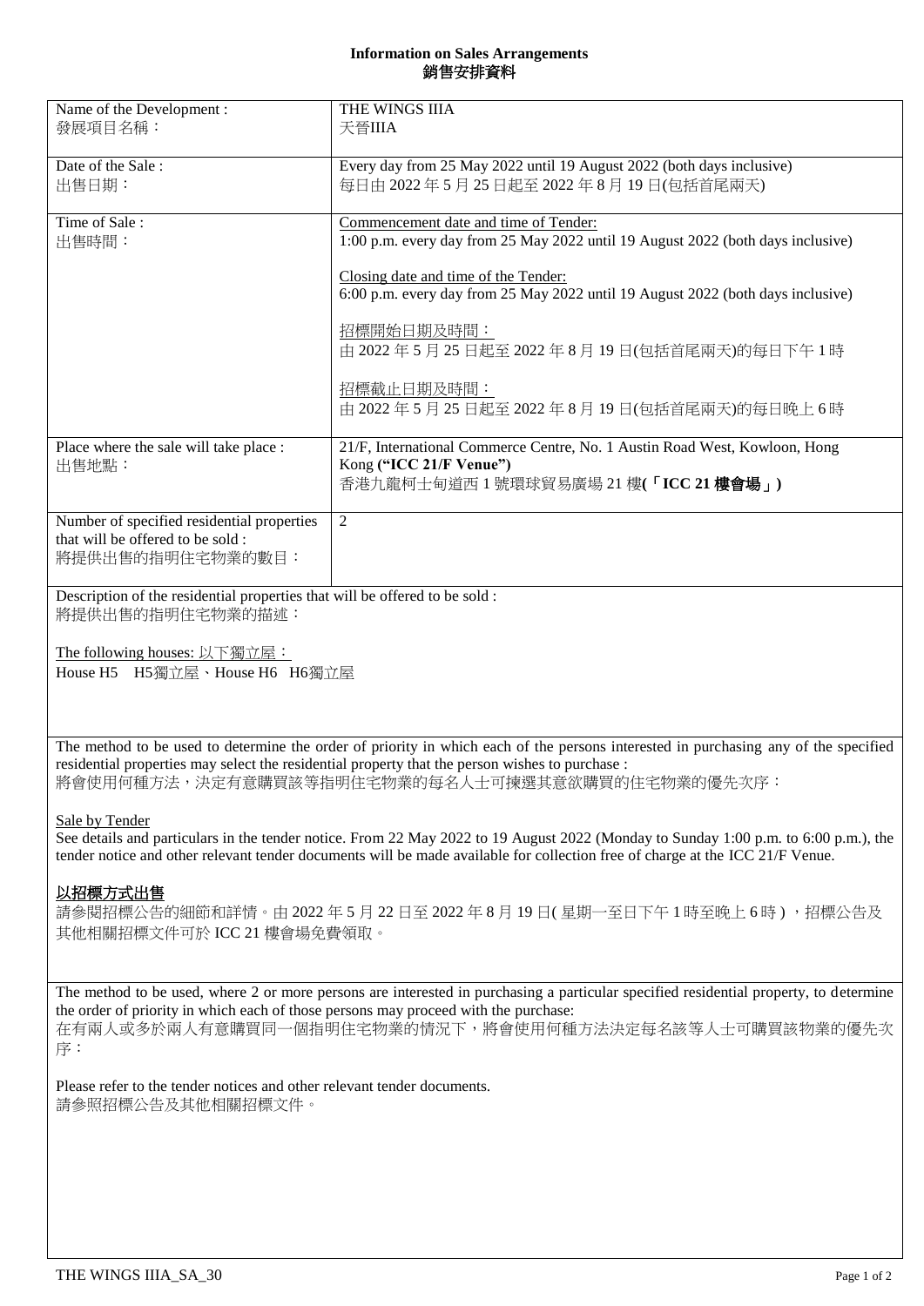# Information on Sales Arrangements
# 銷售安排資料

| Name of the Development :<br>發展項目名稱： | THE WINGS IIIA<br>天晉IIIA |
|---|---|
| Date of the Sale :<br>出售日期： | Every day from 25 May 2022 until 19 August 2022 (both days inclusive)<br>每日由 2022 年 5 月 25 日起至 2022 年 8 月 19 日(包括首尾兩天) |
| Time of Sale :<br>出售時間： | Commencement date and time of Tender:<br>1:00 p.m. every day from 25 May 2022 until 19 August 2022 (both days inclusive)<br><br>Closing date and time of the Tender:<br>6:00 p.m. every day from 25 May 2022 until 19 August 2022 (both days inclusive)<br><br>招標開始日期及時間：<br>由 2022 年 5 月 25 日起至 2022 年 8 月 19 日(包括首尾兩天)的每日下午 1 時<br><br>招標截止日期及時間：<br>由 2022 年 5 月 25 日起至 2022 年 8 月 19 日(包括首尾兩天)的每日晚上 6 時 |
| Place where the sale will take place :<br>出售地點： | 21/F, International Commerce Centre, No. 1 Austin Road West, Kowloon, Hong Kong **("ICC 21/F Venue")**<br>香港九龍柯士甸道西 1 號環球貿易廣場 21 樓**(「ICC 21 樓會場」)** |
| Number of specified residential properties that will be offered to be sold :<br>將提供出售的指明住宅物業的數目： | 2 |

Description of the residential properties that will be offered to be sold :
將提供出售的指明住宅物業的描述：

The following houses: 以下獨立屋：
House H5 H5獨立屋、House H6 H6獨立屋

The method to be used to determine the order of priority in which each of the persons interested in purchasing any of the specified residential properties may select the residential property that the person wishes to purchase :
將會使用何種方法，決定有意購買該等指明住宅物業的每名人士可揀選其意欲購買的住宅物業的優先次序：

Sale by Tender
See details and particulars in the tender notice. From 22 May 2022 to 19 August 2022 (Monday to Sunday 1:00 p.m. to 6:00 p.m.), the tender notice and other relevant tender documents will be made available for collection free of charge at the ICC 21/F Venue.

**以招標方式出售**
請參閱招標公告的細節和詳情。由 2022 年 5 月 22 日至 2022 年 8 月 19 日( 星期一至日下午 1 時至晚上 6 時 ) ，招標公告及其他相關招標文件可於 ICC 21 樓會場免費領取。

The method to be used, where 2 or more persons are interested in purchasing a particular specified residential property, to determine the order of priority in which each of those persons may proceed with the purchase:
在有兩人或多於兩人有意購買同一個指明住宅物業的情況下，將會使用何種方法決定每名該等人士可購買該物業的優先次序：

Please refer to the tender notices and other relevant tender documents.
請參照招標公告及其他相關招標文件。

THE WINGS IIIA_SA_30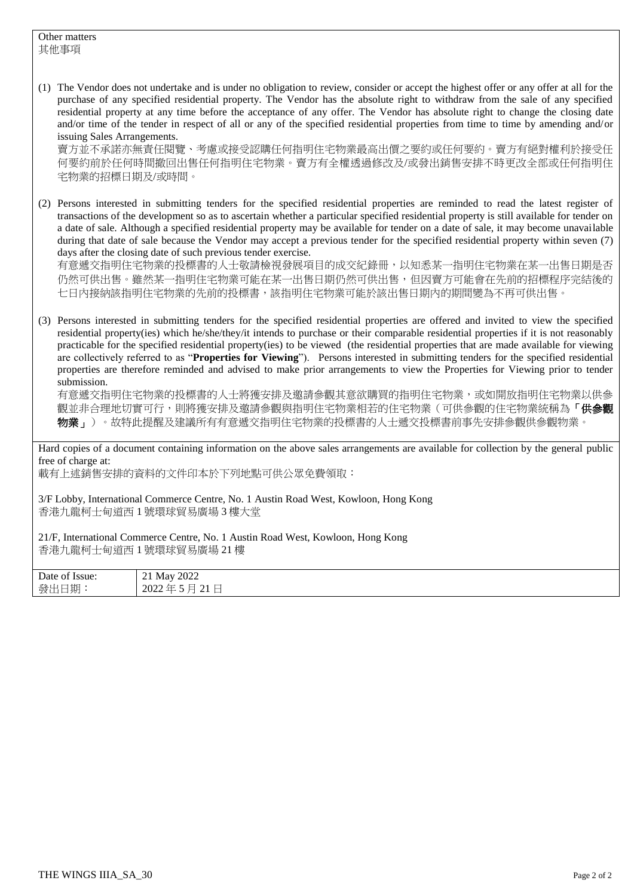Other matters
其他事項

(1) The Vendor does not undertake and is under no obligation to review, consider or accept the highest offer or any offer at all for the purchase of any specified residential property. The Vendor has the absolute right to withdraw from the sale of any specified residential property at any time before the acceptance of any offer. The Vendor has absolute right to change the closing date and/or time of the tender in respect of all or any of the specified residential properties from time to time by amending and/or issuing Sales Arrangements.
賣方並不承諾亦無責任閱覽、考慮或接受認購任何指明住宅物業最高出價之要約或任何要約。賣方有絕對權利於接受任何要約前於任何時間撤回出售任何指明住宅物業。賣方有全權透過修改及/或發出銷售安排不時更改全部或任何指明住宅物業的招標日期及/或時間。

(2) Persons interested in submitting tenders for the specified residential properties are reminded to read the latest register of transactions of the development so as to ascertain whether a particular specified residential property is still available for tender on a date of sale. Although a specified residential property may be available for tender on a date of sale, it may become unavailable during that date of sale because the Vendor may accept a previous tender for the specified residential property within seven (7) days after the closing date of such previous tender exercise.
有意遞交指明住宅物業的投標書的人士敬請檢視發展項目的成交紀錄冊，以知悉某一指明住宅物業在某一出售日期是否仍然可供出售。雖然某一指明住宅物業可能在某一出售日期仍然可供出售，但因賣方可能會在先前的招標程序完結後的七日內接納該指明住宅物業的先前的投標書，該指明住宅物業可能於該出售日期內的期間變為不再可供出售。

(3) Persons interested in submitting tenders for the specified residential properties are offered and invited to view the specified residential property(ies) which he/she/they/it intends to purchase or their comparable residential properties if it is not reasonably practicable for the specified residential property(ies) to be viewed (the residential properties that are made available for viewing are collectively referred to as "**Properties for Viewing**"). Persons interested in submitting tenders for the specified residential properties are therefore reminded and advised to make prior arrangements to view the Properties for Viewing prior to tender submission.
有意遞交指明住宅物業的投標書的人士將獲安排及邀請參觀其意欲購買的指明住宅物業，或如開放指明住宅物業以供參觀並非合理地切實可行，則將獲安排及邀請參觀與指明住宅物業相若的住宅物業（可供參觀的住宅物業統稱為**「供參觀物業」**）。故特此提醒及建議所有有意遞交指明住宅物業的投標書的人士遞交投標書前事先安排參觀供參觀物業。

Hard copies of a document containing information on the above sales arrangements are available for collection by the general public free of charge at:
載有上述銷售安排的資料的文件印本於下列地點可供公眾免費領取：

3/F Lobby, International Commerce Centre, No. 1 Austin Road West, Kowloon, Hong Kong
香港九龍柯士甸道西 1 號環球貿易廣場 3 樓大堂

21/F, International Commerce Centre, No. 1 Austin Road West, Kowloon, Hong Kong
香港九龍柯士甸道西 1 號環球貿易廣場 21 樓

| | |
|---|---|
| Date of Issue:<br>發出日期： | 21 May 2022<br>2022 年 5 月 21 日 |

THE WINGS IIIA_SA_30